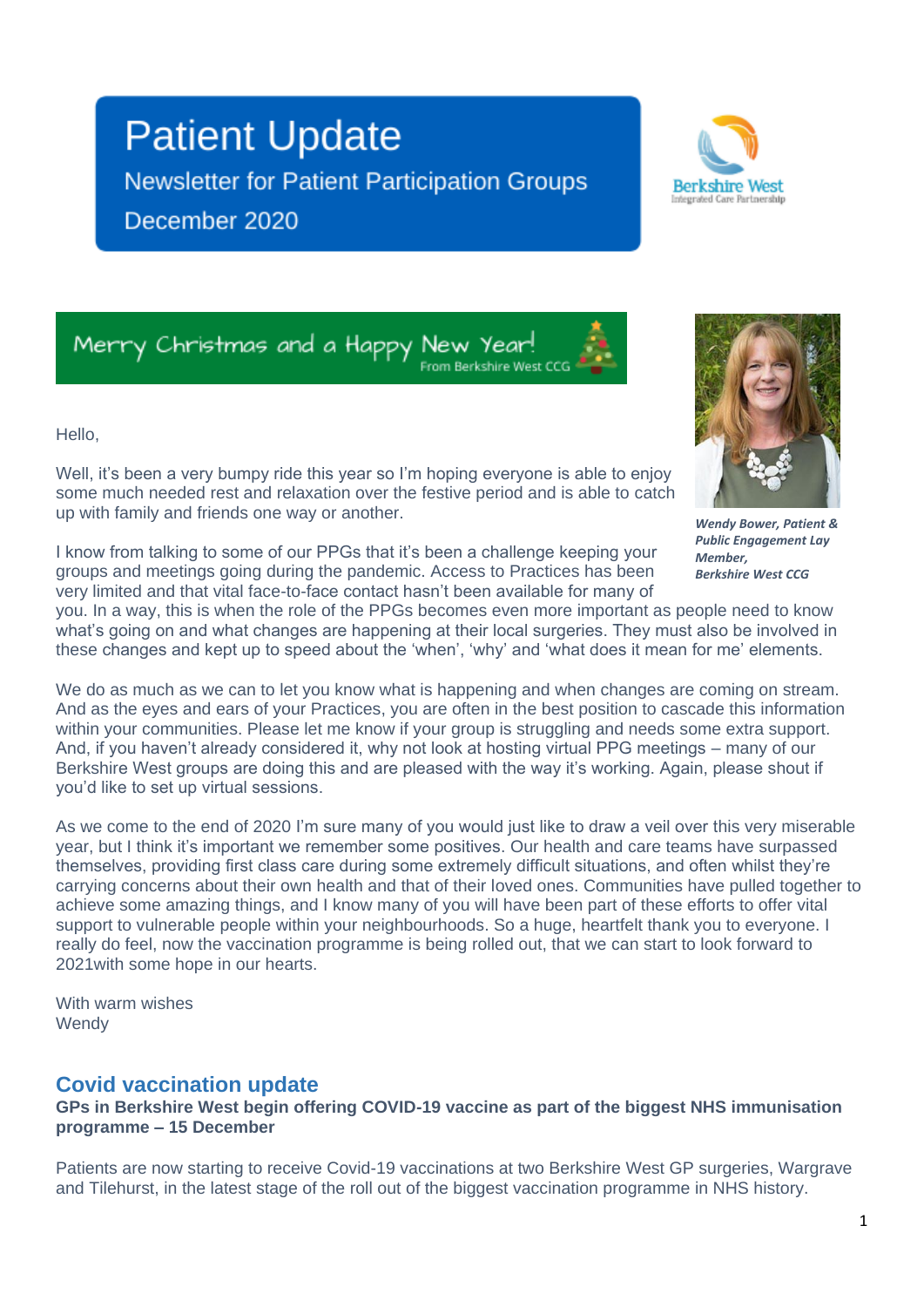# Patient Update

Newsletter for Patient Participation Groups

December 2020

Berkshire West
Integrated Care Partnership

Merry Christmas and a Happy New Year!
From Berkshire West CCG

*Wendy Bower, Patient & Public Engagement Lay Member, Berkshire West CCG*

Hello,

Well, it's been a very bumpy ride this year so I'm hoping everyone is able to enjoy some much needed rest and relaxation over the festive period and is able to catch up with family and friends one way or another.

I know from talking to some of our PPGs that it's been a challenge keeping your groups and meetings going during the pandemic. Access to Practices has been very limited and that vital face-to-face contact hasn't been available for many of you. In a way, this is when the role of the PPGs becomes even more important as people need to know what's going on and what changes are happening at their local surgeries. They must also be involved in these changes and kept up to speed about the 'when', 'why' and 'what does it mean for me' elements.

We do as much as we can to let you know what is happening and when changes are coming on stream. And as the eyes and ears of your Practices, you are often in the best position to cascade this information within your communities. Please let me know if your group is struggling and needs some extra support. And, if you haven't already considered it, why not look at hosting virtual PPG meetings – many of our Berkshire West groups are doing this and are pleased with the way it's working. Again, please shout if you'd like to set up virtual sessions.

As we come to the end of 2020 I'm sure many of you would just like to draw a veil over this very miserable year, but I think it's important we remember some positives. Our health and care teams have surpassed themselves, providing first class care during some extremely difficult situations, and often whilst they're carrying concerns about their own health and that of their loved ones. Communities have pulled together to achieve some amazing things, and I know many of you will have been part of these efforts to offer vital support to vulnerable people within your neighbourhoods. So a huge, heartfelt thank you to everyone. I really do feel, now the vaccination programme is being rolled out, that we can start to look forward to 2021with some hope in our hearts.

With warm wishes
Wendy

## Covid vaccination update

**GPs in Berkshire West begin offering COVID-19 vaccine as part of the biggest NHS immunisation programme – 15 December**

Patients are now starting to receive Covid-19 vaccinations at two Berkshire West GP surgeries, Wargrave and Tilehurst, in the latest stage of the roll out of the biggest vaccination programme in NHS history.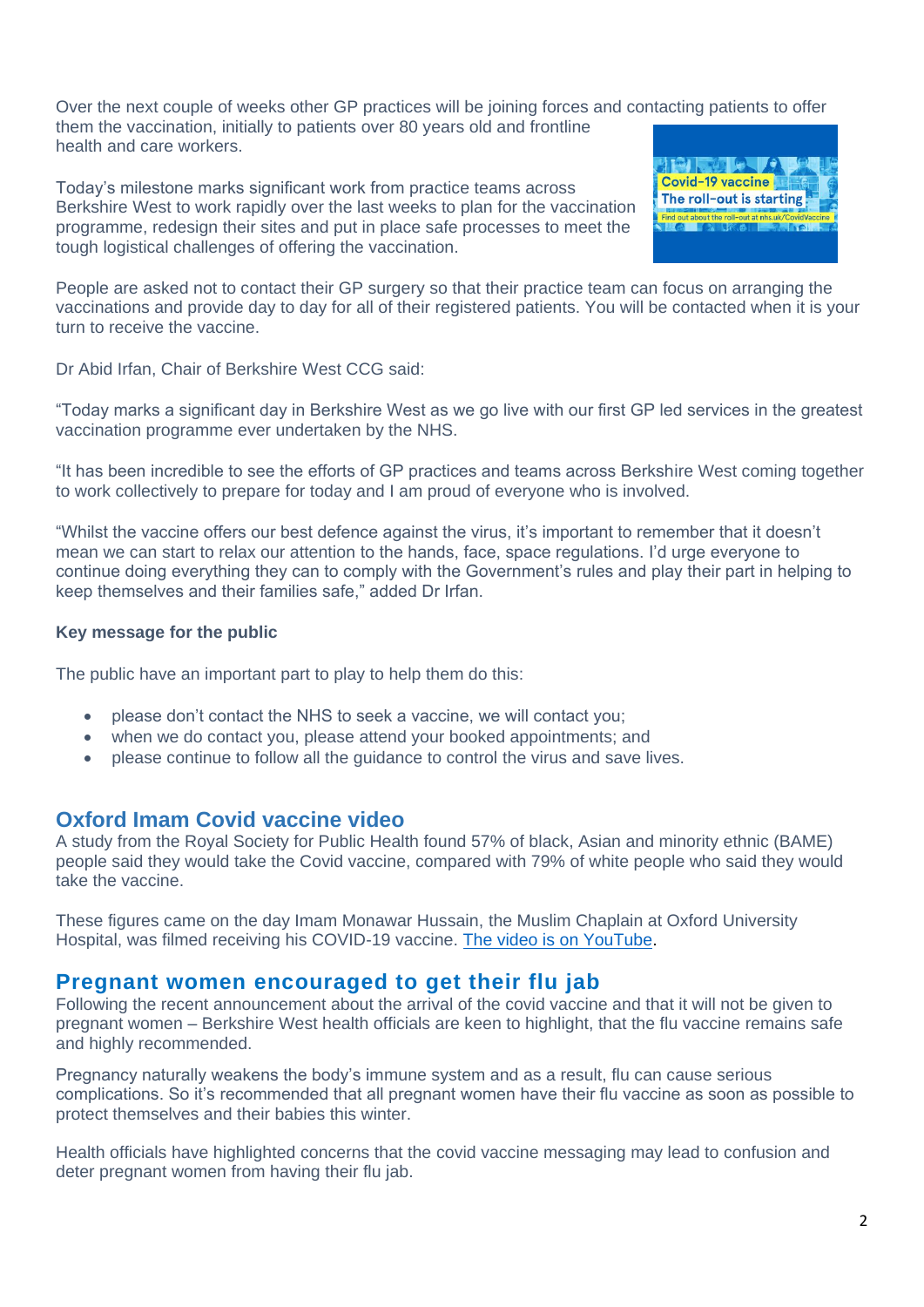Over the next couple of weeks other GP practices will be joining forces and contacting patients to offer them the vaccination, initially to patients over 80 years old and frontline health and care workers.

Today's milestone marks significant work from practice teams across Berkshire West to work rapidly over the last weeks to plan for the vaccination programme, redesign their sites and put in place safe processes to meet the tough logistical challenges of offering the vaccination.

People are asked not to contact their GP surgery so that their practice team can focus on arranging the vaccinations and provide day to day for all of their registered patients. You will be contacted when it is your turn to receive the vaccine.

Dr Abid Irfan, Chair of Berkshire West CCG said:

"Today marks a significant day in Berkshire West as we go live with our first GP led services in the greatest vaccination programme ever undertaken by the NHS.

"It has been incredible to see the efforts of GP practices and teams across Berkshire West coming together to work collectively to prepare for today and I am proud of everyone who is involved.

"Whilst the vaccine offers our best defence against the virus, it's important to remember that it doesn't mean we can start to relax our attention to the hands, face, space regulations. I'd urge everyone to continue doing everything they can to comply with the Government's rules and play their part in helping to keep themselves and their families safe," added Dr Irfan.

**Key message for the public**

The public have an important part to play to help them do this:

- please don't contact the NHS to seek a vaccine, we will contact you;
- when we do contact you, please attend your booked appointments; and
- please continue to follow all the guidance to control the virus and save lives.

## Oxford Imam Covid vaccine video

A study from the Royal Society for Public Health found 57% of black, Asian and minority ethnic (BAME) people said they would take the Covid vaccine, compared with 79% of white people who said they would take the vaccine.

These figures came on the day Imam Monawar Hussain, the Muslim Chaplain at Oxford University Hospital, was filmed receiving his COVID-19 vaccine. The video is on YouTube.

## Pregnant women encouraged to get their flu jab

Following the recent announcement about the arrival of the covid vaccine and that it will not be given to pregnant women – Berkshire West health officials are keen to highlight, that the flu vaccine remains safe and highly recommended.

Pregnancy naturally weakens the body's immune system and as a result, flu can cause serious complications. So it's recommended that all pregnant women have their flu vaccine as soon as possible to protect themselves and their babies this winter.

Health officials have highlighted concerns that the covid vaccine messaging may lead to confusion and deter pregnant women from having their flu jab.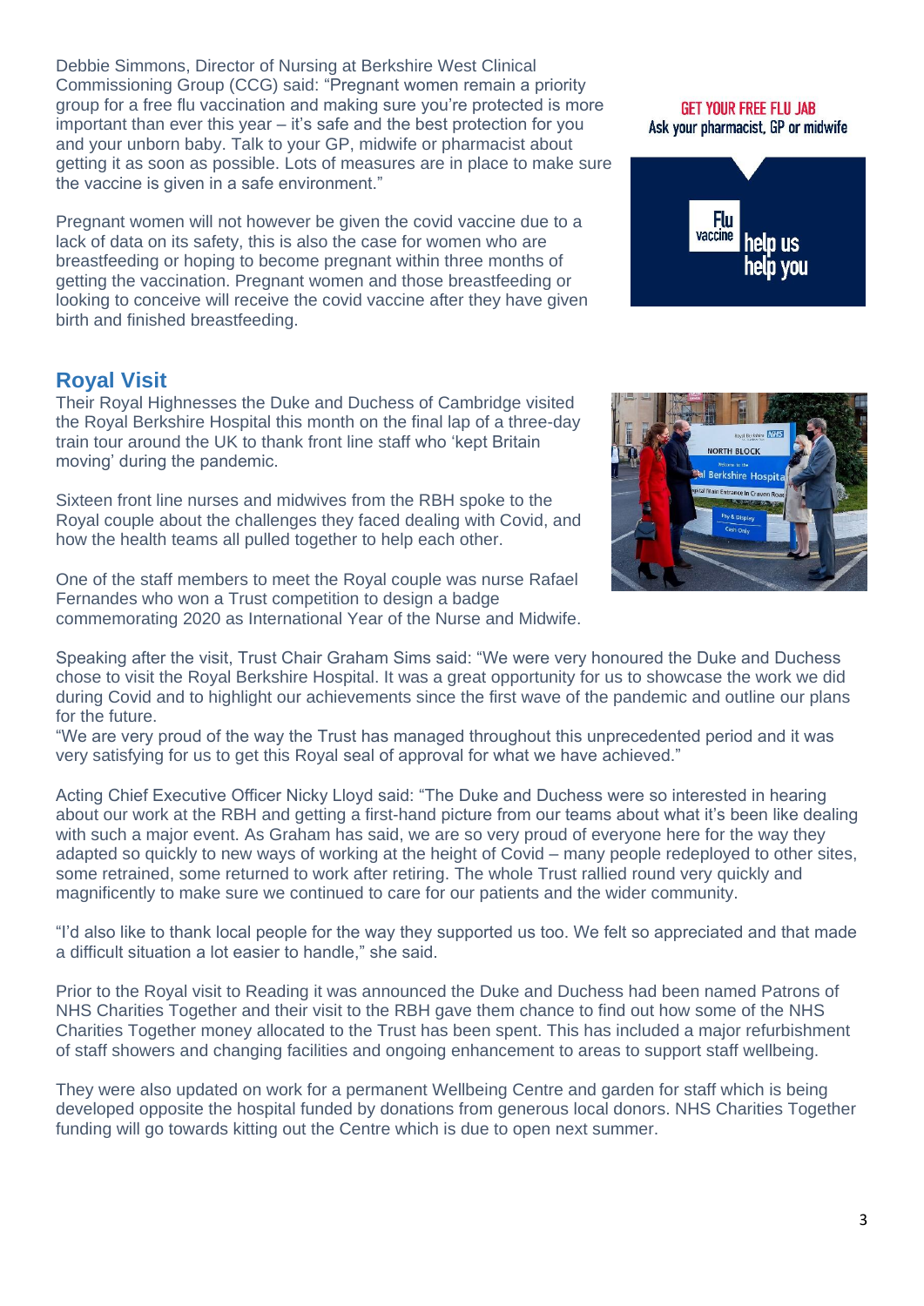Debbie Simmons, Director of Nursing at Berkshire West Clinical Commissioning Group (CCG) said: "Pregnant women remain a priority group for a free flu vaccination and making sure you're protected is more important than ever this year – it's safe and the best protection for you and your unborn baby. Talk to your GP, midwife or pharmacist about getting it as soon as possible. Lots of measures are in place to make sure the vaccine is given in a safe environment."

Pregnant women will not however be given the covid vaccine due to a lack of data on its safety, this is also the case for women who are breastfeeding or hoping to become pregnant within three months of getting the vaccination. Pregnant women and those breastfeeding or looking to conceive will receive the covid vaccine after they have given birth and finished breastfeeding.

## Royal Visit

Their Royal Highnesses the Duke and Duchess of Cambridge visited the Royal Berkshire Hospital this month on the final lap of a three-day train tour around the UK to thank front line staff who 'kept Britain moving' during the pandemic.

Sixteen front line nurses and midwives from the RBH spoke to the Royal couple about the challenges they faced dealing with Covid, and how the health teams all pulled together to help each other.

One of the staff members to meet the Royal couple was nurse Rafael Fernandes who won a Trust competition to design a badge commemorating 2020 as International Year of the Nurse and Midwife.

Speaking after the visit, Trust Chair Graham Sims said: "We were very honoured the Duke and Duchess chose to visit the Royal Berkshire Hospital. It was a great opportunity for us to showcase the work we did during Covid and to highlight our achievements since the first wave of the pandemic and outline our plans for the future.
"We are very proud of the way the Trust has managed throughout this unprecedented period and it was very satisfying for us to get this Royal seal of approval for what we have achieved."

Acting Chief Executive Officer Nicky Lloyd said: "The Duke and Duchess were so interested in hearing about our work at the RBH and getting a first-hand picture from our teams about what it's been like dealing with such a major event. As Graham has said, we are so very proud of everyone here for the way they adapted so quickly to new ways of working at the height of Covid – many people redeployed to other sites, some retrained, some returned to work after retiring. The whole Trust rallied round very quickly and magnificently to make sure we continued to care for our patients and the wider community.

"I'd also like to thank local people for the way they supported us too. We felt so appreciated and that made a difficult situation a lot easier to handle," she said.

Prior to the Royal visit to Reading it was announced the Duke and Duchess had been named Patrons of NHS Charities Together and their visit to the RBH gave them chance to find out how some of the NHS Charities Together money allocated to the Trust has been spent. This has included a major refurbishment of staff showers and changing facilities and ongoing enhancement to areas to support staff wellbeing.

They were also updated on work for a permanent Wellbeing Centre and garden for staff which is being developed opposite the hospital funded by donations from generous local donors. NHS Charities Together funding will go towards kitting out the Centre which is due to open next summer.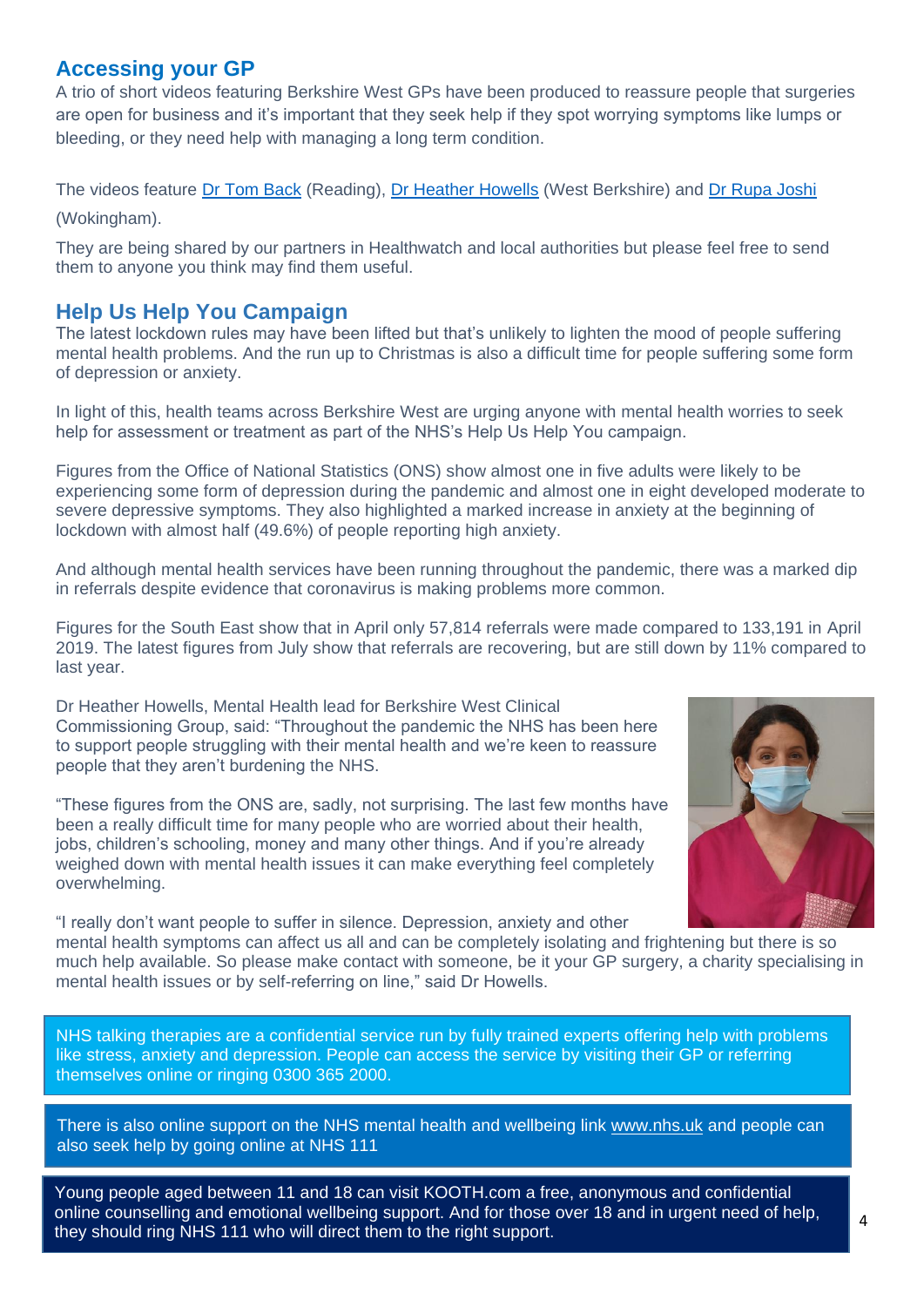## Accessing your GP

A trio of short videos featuring Berkshire West GPs have been produced to reassure people that surgeries are open for business and it's important that they seek help if they spot worrying symptoms like lumps or bleeding, or they need help with managing a long term condition.

The videos feature Dr Tom Back (Reading), Dr Heather Howells (West Berkshire) and Dr Rupa Joshi (Wokingham).

They are being shared by our partners in Healthwatch and local authorities but please feel free to send them to anyone you think may find them useful.

## Help Us Help You Campaign

The latest lockdown rules may have been lifted but that's unlikely to lighten the mood of people suffering mental health problems. And the run up to Christmas is also a difficult time for people suffering some form of depression or anxiety.

In light of this, health teams across Berkshire West are urging anyone with mental health worries to seek help for assessment or treatment as part of the NHS's Help Us Help You campaign.

Figures from the Office of National Statistics (ONS) show almost one in five adults were likely to be experiencing some form of depression during the pandemic and almost one in eight developed moderate to severe depressive symptoms. They also highlighted a marked increase in anxiety at the beginning of lockdown with almost half (49.6%) of people reporting high anxiety.

And although mental health services have been running throughout the pandemic, there was a marked dip in referrals despite evidence that coronavirus is making problems more common.

Figures for the South East show that in April only 57,814 referrals were made compared to 133,191 in April 2019. The latest figures from July show that referrals are recovering, but are still down by 11% compared to last year.

Dr Heather Howells, Mental Health lead for Berkshire West Clinical Commissioning Group, said: "Throughout the pandemic the NHS has been here to support people struggling with their mental health and we're keen to reassure people that they aren't burdening the NHS.

"These figures from the ONS are, sadly, not surprising. The last few months have been a really difficult time for many people who are worried about their health, jobs, children's schooling, money and many other things. And if you're already weighed down with mental health issues it can make everything feel completely overwhelming.

"I really don't want people to suffer in silence. Depression, anxiety and other mental health symptoms can affect us all and can be completely isolating and frightening but there is so much help available. So please make contact with someone, be it your GP surgery, a charity specialising in mental health issues or by self-referring on line," said Dr Howells.

NHS talking therapies are a confidential service run by fully trained experts offering help with problems like stress, anxiety and depression. People can access the service by visiting their GP or referring themselves online or ringing 0300 365 2000.

There is also online support on the NHS mental health and wellbeing link www.nhs.uk and people can also seek help by going online at NHS 111

Young people aged between 11 and 18 can visit KOOTH.com a free, anonymous and confidential online counselling and emotional wellbeing support. And for those over 18 and in urgent need of help, they should ring NHS 111 who will direct them to the right support.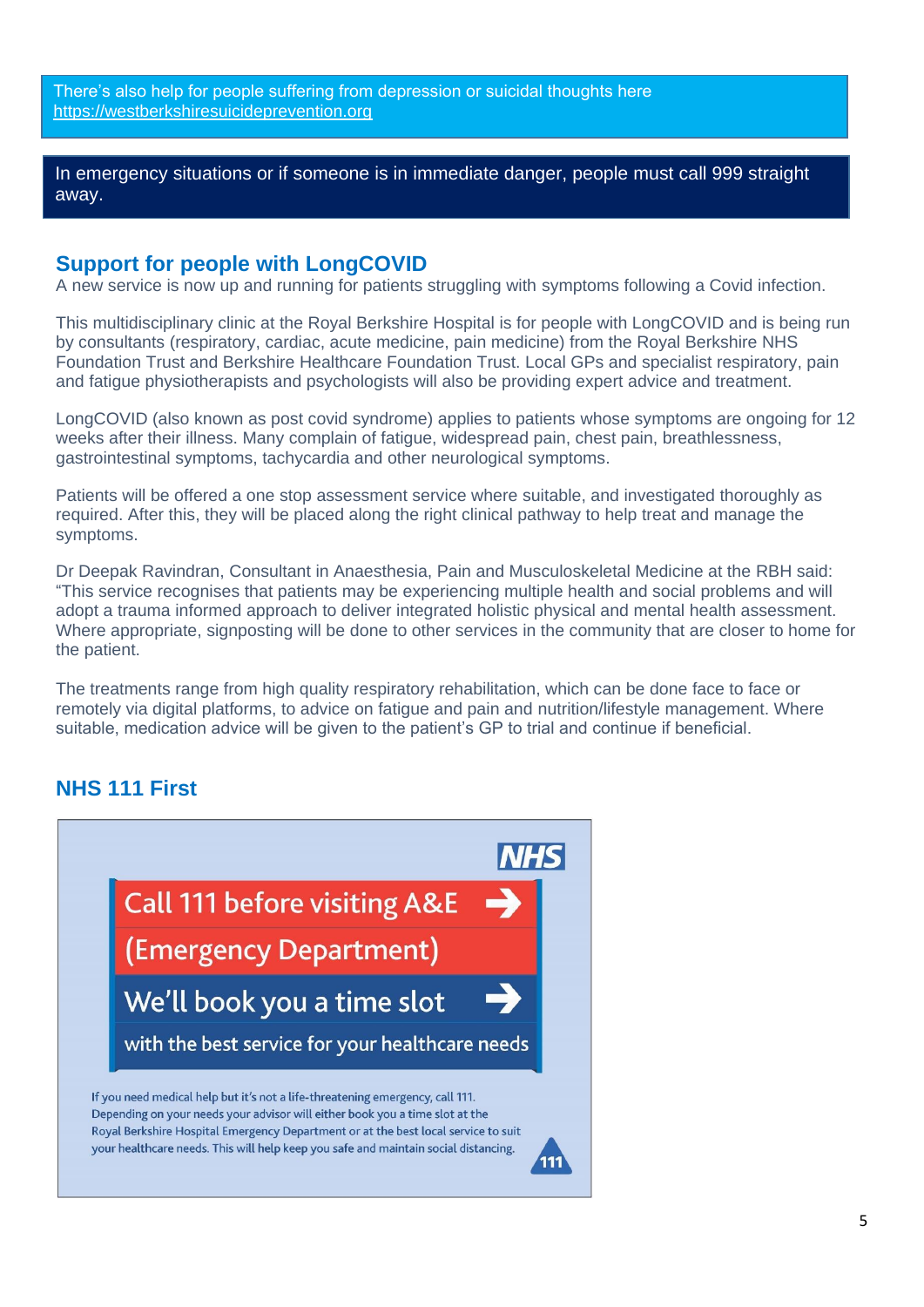There's also help for people suffering from depression or suicidal thoughts here https://westberkshiresuicideprevention.org

In emergency situations or if someone is in immediate danger, people must call 999 straight away.

## Support for people with LongCOVID

A new service is now up and running for patients struggling with symptoms following a Covid infection.

This multidisciplinary clinic at the Royal Berkshire Hospital is for people with LongCOVID and is being run by consultants (respiratory, cardiac, acute medicine, pain medicine) from the Royal Berkshire NHS Foundation Trust and Berkshire Healthcare Foundation Trust. Local GPs and specialist respiratory, pain and fatigue physiotherapists and psychologists will also be providing expert advice and treatment.

LongCOVID (also known as post covid syndrome) applies to patients whose symptoms are ongoing for 12 weeks after their illness. Many complain of fatigue, widespread pain, chest pain, breathlessness, gastrointestinal symptoms, tachycardia and other neurological symptoms.

Patients will be offered a one stop assessment service where suitable, and investigated thoroughly as required. After this, they will be placed along the right clinical pathway to help treat and manage the symptoms.

Dr Deepak Ravindran, Consultant in Anaesthesia, Pain and Musculoskeletal Medicine at the RBH said: "This service recognises that patients may be experiencing multiple health and social problems and will adopt a trauma informed approach to deliver integrated holistic physical and mental health assessment. Where appropriate, signposting will be done to other services in the community that are closer to home for the patient.

The treatments range from high quality respiratory rehabilitation, which can be done face to face or remotely via digital platforms, to advice on fatigue and pain and nutrition/lifestyle management. Where suitable, medication advice will be given to the patient's GP to trial and continue if beneficial.

## NHS 111 First

NHS

**Call 111 before visiting A&E (Emergency Department)**

**We'll book you a time slot with the best service for your healthcare needs**

If you need medical help but it's not a life-threatening emergency, call 111. Depending on your needs your advisor will either book you a time slot at the Royal Berkshire Hospital Emergency Department or at the best local service to suit your healthcare needs. This will help keep you safe and maintain social distancing.

111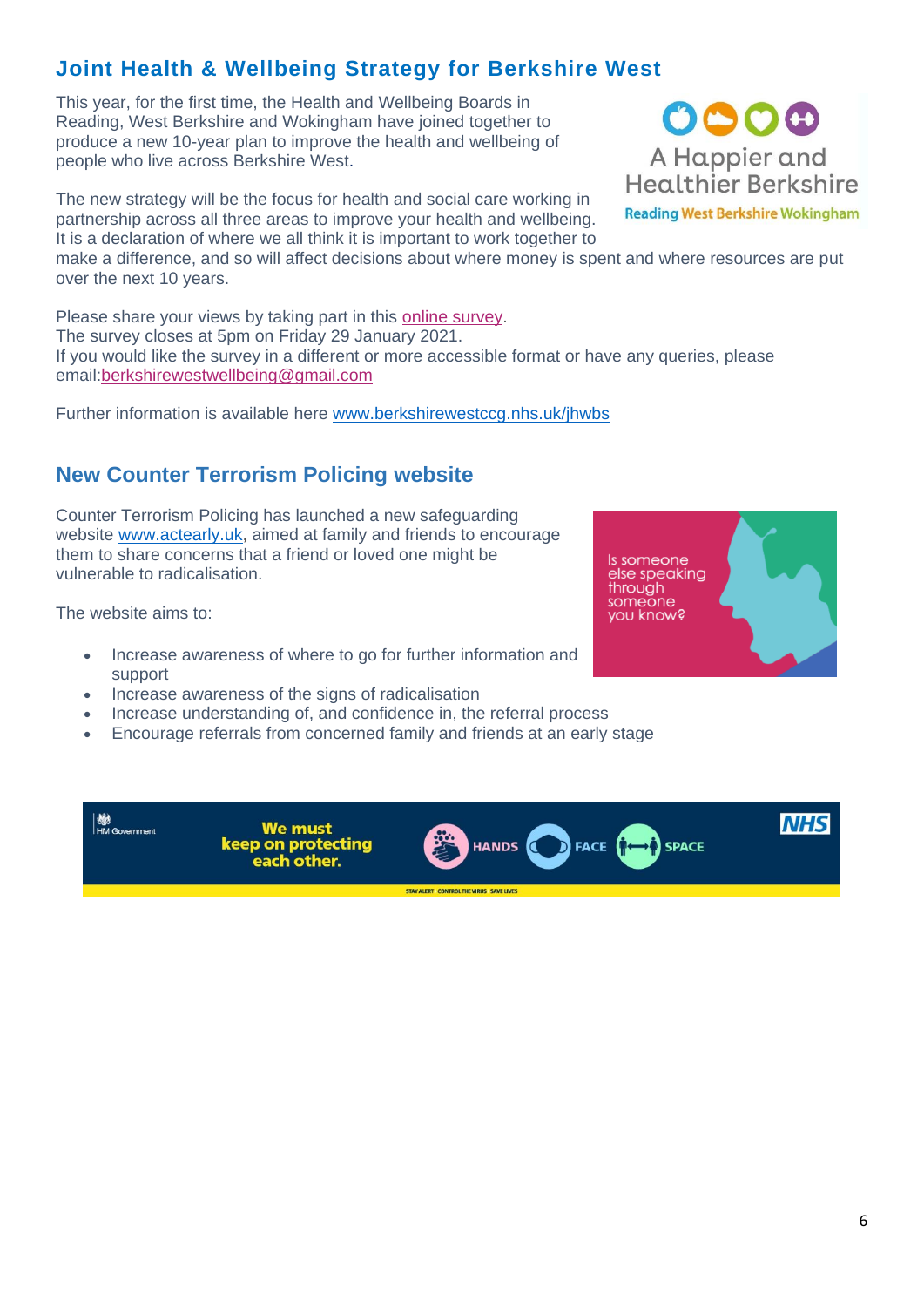## Joint Health & Wellbeing Strategy for Berkshire West

This year, for the first time, the Health and Wellbeing Boards in Reading, West Berkshire and Wokingham have joined together to produce a new 10-year plan to improve the health and wellbeing of people who live across Berkshire West.

The new strategy will be the focus for health and social care working in partnership across all three areas to improve your health and wellbeing. It is a declaration of where we all think it is important to work together to make a difference, and so will affect decisions about where money is spent and where resources are put over the next 10 years.

Please share your views by taking part in this online survey.
The survey closes at 5pm on Friday 29 January 2021.
If you would like the survey in a different or more accessible format or have any queries, please email:berkshirewestwellbeing@gmail.com

Further information is available here www.berkshirewestccg.nhs.uk/jhwbs

## New Counter Terrorism Policing website

Counter Terrorism Policing has launched a new safeguarding website www.actearly.uk, aimed at family and friends to encourage them to share concerns that a friend or loved one might be vulnerable to radicalisation.

The website aims to:

- Increase awareness of where to go for further information and support
- Increase awareness of the signs of radicalisation
- Increase understanding of, and confidence in, the referral process
- Encourage referrals from concerned family and friends at an early stage